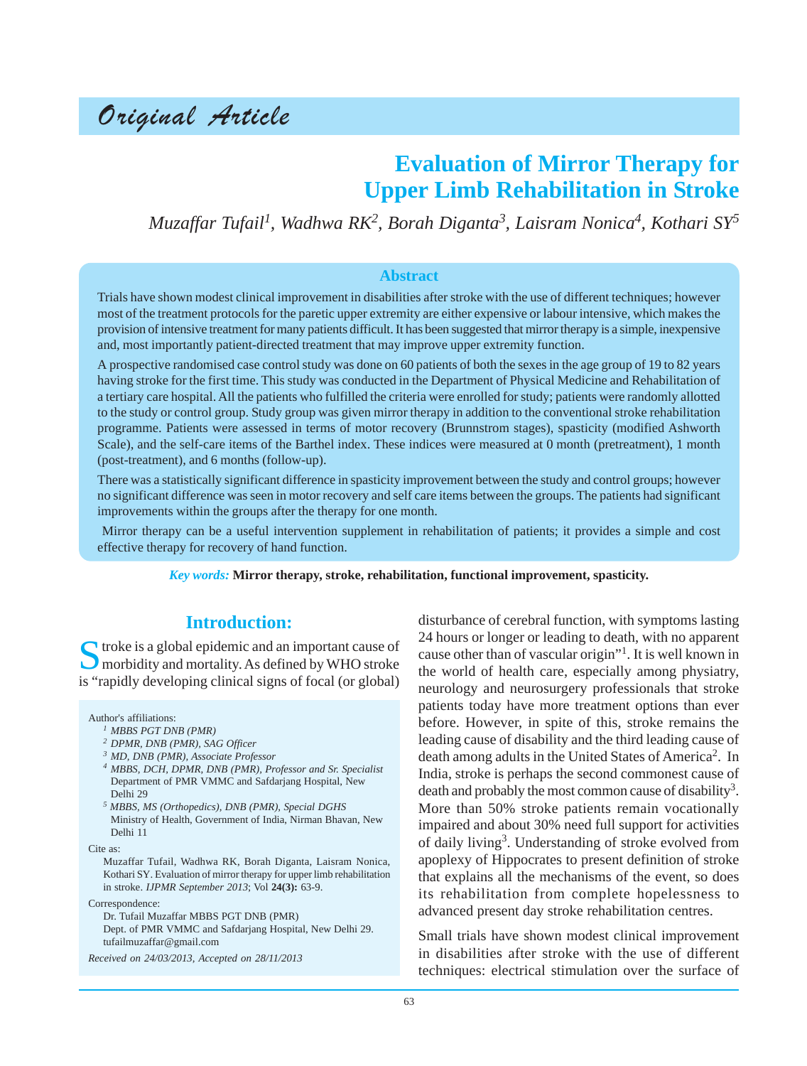Original Article

# Evaluation of Mirror Therapy for Upper Limb Rehabilitation in Stroke

*Muzaffar Tufail[1], Wadhwa RK[2], Borah Diganta[3], Laisram Nonica[4], Kothari SY[5]*

## Abstract

Trials have shown modest clinical improvement in disabilities after stroke with the use of different techniques; however most of the treatment protocols for the paretic upper extremity are either expensive or labour intensive, which makes the provision of intensive treatment for many patients difficult. It has been suggested that mirror therapy is a simple, inexpensive and, most importantly patient-directed treatment that may improve upper extremity function.

A prospective randomised case control study was done on 60 patients of both the sexes in the age group of 19 to 82 years having stroke for the first time. This study was conducted in the Department of Physical Medicine and Rehabilitation of a tertiary care hospital. All the patients who fulfilled the criteria were enrolled for study; patients were randomly allotted to the study or control group. Study group was given mirror therapy in addition to the conventional stroke rehabilitation programme. Patients were assessed in terms of motor recovery (Brunnstrom stages), spasticity (modified Ashworth Scale), and the self-care items of the Barthel index. These indices were measured at 0 month (pretreatment), 1 month (post-treatment), and 6 months (follow-up).

There was a statistically significant difference in spasticity improvement between the study and control groups; however no significant difference was seen in motor recovery and self care items between the groups. The patients had significant improvements within the groups after the therapy for one month.

Mirror therapy can be a useful intervention supplement in rehabilitation of patients; it provides a simple and cost effective therapy for recovery of hand function.

***Key words:*** **Mirror therapy, stroke, rehabilitation, functional improvement, spasticity.**

## Introduction:

Stroke is a global epidemic and an important cause of morbidity and mortality. As defined by WHO stroke is "rapidly developing clinical signs of focal (or global) disturbance of cerebral function, with symptoms lasting 24 hours or longer or leading to death, with no apparent cause other than of vascular origin"[1]. It is well known in the world of health care, especially among physiatry, neurology and neurosurgery professionals that stroke patients today have more treatment options than ever before. However, in spite of this, stroke remains the leading cause of disability and the third leading cause of death among adults in the United States of America[2]. In India, stroke is perhaps the second commonest cause of death and probably the most common cause of disability[3]. More than 50% stroke patients remain vocationally impaired and about 30% need full support for activities of daily living[3]. Understanding of stroke evolved from apoplexy of Hippocrates to present definition of stroke that explains all the mechanisms of the event, so does its rehabilitation from complete hopelessness to advanced present day stroke rehabilitation centres.

Small trials have shown modest clinical improvement in disabilities after stroke with the use of different techniques: electrical stimulation over the surface of

---

Author's affiliations:

[1] *MBBS PGT DNB (PMR)*
[2] *DPMR, DNB (PMR), SAG Officer*
[3] *MD, DNB (PMR), Associate Professor*
[4] *MBBS, DCH, DPMR, DNB (PMR), Professor and Sr. Specialist* Department of PMR VMMC and Safdarjang Hospital, New Delhi 29
[5] *MBBS, MS (Orthopedics), DNB (PMR), Special DGHS* Ministry of Health, Government of India, Nirman Bhavan, New Delhi 11

Cite as:
Muzaffar Tufail, Wadhwa RK, Borah Diganta, Laisram Nonica, Kothari SY. Evaluation of mirror therapy for upper limb rehabilitation in stroke. *IJPMR September 2013*; Vol **24(3):** 63-9.

Correspondence:
Dr. Tufail Muzaffar MBBS PGT DNB (PMR)
Dept. of PMR VMMC and Safdarjang Hospital, New Delhi 29.
tufailmuzaffar@gmail.com

*Received on 24/03/2013, Accepted on 28/11/2013*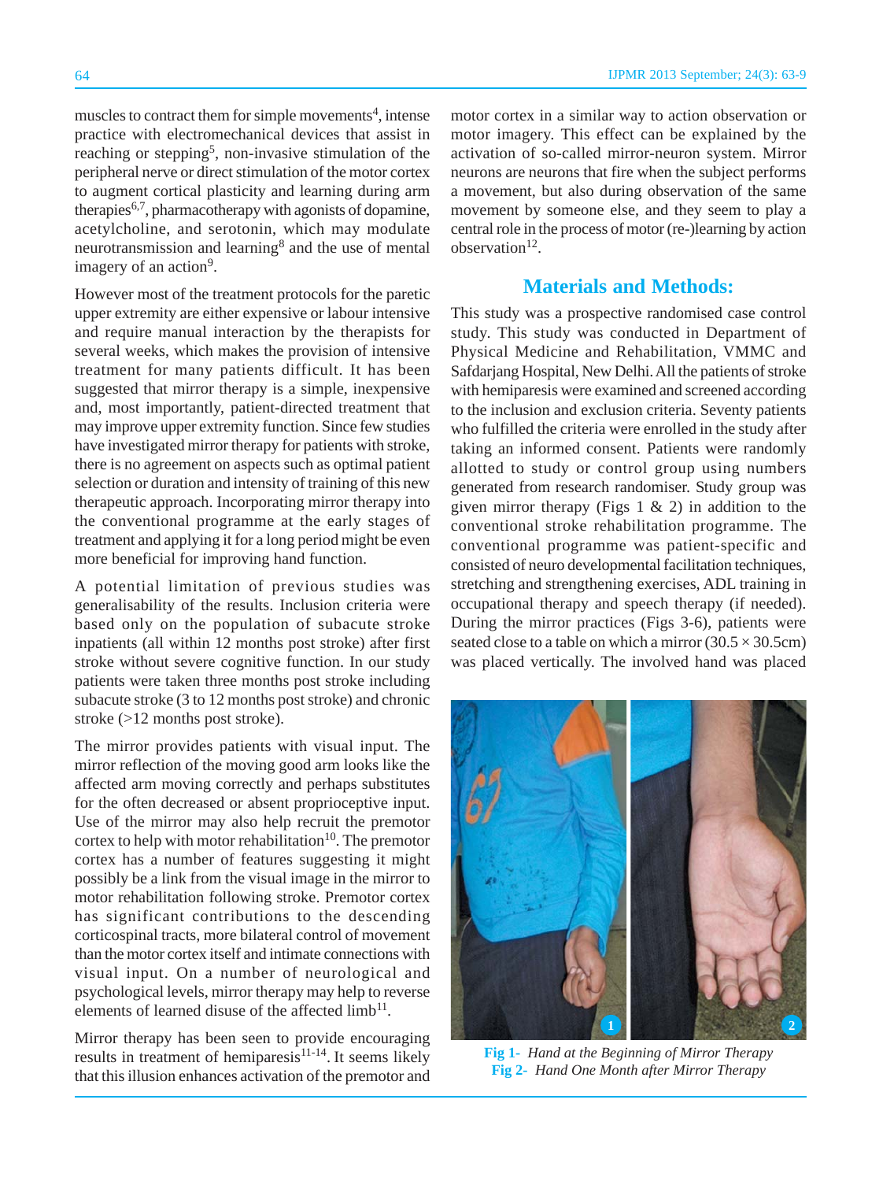muscles to contract them for simple movements[4], intense practice with electromechanical devices that assist in reaching or stepping[5], non-invasive stimulation of the peripheral nerve or direct stimulation of the motor cortex to augment cortical plasticity and learning during arm therapies[6,7], pharmacotherapy with agonists of dopamine, acetylcholine, and serotonin, which may modulate neurotransmission and learning[8] and the use of mental imagery of an action[9].

However most of the treatment protocols for the paretic upper extremity are either expensive or labour intensive and require manual interaction by the therapists for several weeks, which makes the provision of intensive treatment for many patients difficult. It has been suggested that mirror therapy is a simple, inexpensive and, most importantly, patient-directed treatment that may improve upper extremity function. Since few studies have investigated mirror therapy for patients with stroke, there is no agreement on aspects such as optimal patient selection or duration and intensity of training of this new therapeutic approach. Incorporating mirror therapy into the conventional programme at the early stages of treatment and applying it for a long period might be even more beneficial for improving hand function.

A potential limitation of previous studies was generalisability of the results. Inclusion criteria were based only on the population of subacute stroke inpatients (all within 12 months post stroke) after first stroke without severe cognitive function. In our study patients were taken three months post stroke including subacute stroke (3 to 12 months post stroke) and chronic stroke (>12 months post stroke).

The mirror provides patients with visual input. The mirror reflection of the moving good arm looks like the affected arm moving correctly and perhaps substitutes for the often decreased or absent proprioceptive input. Use of the mirror may also help recruit the premotor cortex to help with motor rehabilitation[10]. The premotor cortex has a number of features suggesting it might possibly be a link from the visual image in the mirror to motor rehabilitation following stroke. Premotor cortex has significant contributions to the descending corticospinal tracts, more bilateral control of movement than the motor cortex itself and intimate connections with visual input. On a number of neurological and psychological levels, mirror therapy may help to reverse elements of learned disuse of the affected limb[11].

Mirror therapy has been seen to provide encouraging results in treatment of hemiparesis[11-14]. It seems likely that this illusion enhances activation of the premotor and motor cortex in a similar way to action observation or motor imagery. This effect can be explained by the activation of so-called mirror-neuron system. Mirror neurons are neurons that fire when the subject performs a movement, but also during observation of the same movement by someone else, and they seem to play a central role in the process of motor (re-)learning by action observation[12].

## Materials and Methods:

This study was a prospective randomised case control study. This study was conducted in Department of Physical Medicine and Rehabilitation, VMMC and Safdarjang Hospital, New Delhi. All the patients of stroke with hemiparesis were examined and screened according to the inclusion and exclusion criteria. Seventy patients who fulfilled the criteria were enrolled in the study after taking an informed consent. Patients were randomly allotted to study or control group using numbers generated from research randomiser. Study group was given mirror therapy (Figs 1 & 2) in addition to the conventional stroke rehabilitation programme. The conventional programme was patient-specific and consisted of neuro developmental facilitation techniques, stretching and strengthening exercises, ADL training in occupational therapy and speech therapy (if needed). During the mirror practices (Figs 3-6), patients were seated close to a table on which a mirror ($30.5 \times 30.5$cm) was placed vertically. The involved hand was placed

**Fig 1-** *Hand at the Beginning of Mirror Therapy*
**Fig 2-** *Hand One Month after Mirror Therapy*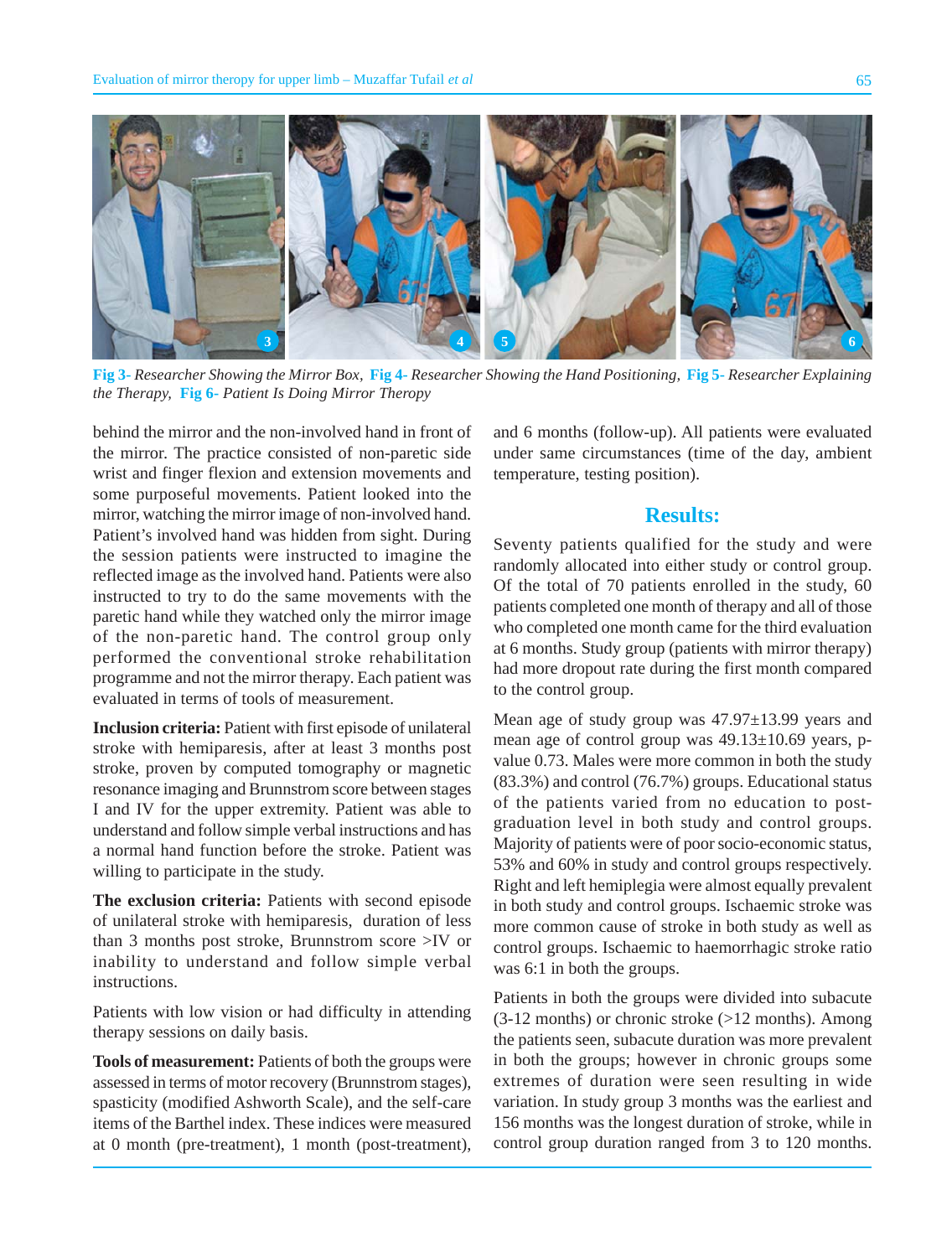Fig 3- *Researcher Showing the Mirror Box,* Fig 4- *Researcher Showing the Hand Positioning,* Fig 5- *Researcher Explaining the Therapy,* Fig 6- *Patient Is Doing Mirror Theropy*

behind the mirror and the non-involved hand in front of the mirror. The practice consisted of non-paretic side wrist and finger flexion and extension movements and some purposeful movements. Patient looked into the mirror, watching the mirror image of non-involved hand. Patient's involved hand was hidden from sight. During the session patients were instructed to imagine the reflected image as the involved hand. Patients were also instructed to try to do the same movements with the paretic hand while they watched only the mirror image of the non-paretic hand. The control group only performed the conventional stroke rehabilitation programme and not the mirror therapy. Each patient was evaluated in terms of tools of measurement.

**Inclusion criteria:** Patient with first episode of unilateral stroke with hemiparesis, after at least 3 months post stroke, proven by computed tomography or magnetic resonance imaging and Brunnstrom score between stages I and IV for the upper extremity. Patient was able to understand and follow simple verbal instructions and has a normal hand function before the stroke. Patient was willing to participate in the study.

**The exclusion criteria:** Patients with second episode of unilateral stroke with hemiparesis, duration of less than 3 months post stroke, Brunnstrom score >IV or inability to understand and follow simple verbal instructions.

Patients with low vision or had difficulty in attending therapy sessions on daily basis.

**Tools of measurement:** Patients of both the groups were assessed in terms of motor recovery (Brunnstrom stages), spasticity (modified Ashworth Scale), and the self-care items of the Barthel index. These indices were measured at 0 month (pre-treatment), 1 month (post-treatment), and 6 months (follow-up). All patients were evaluated under same circumstances (time of the day, ambient temperature, testing position).

## Results:

Seventy patients qualified for the study and were randomly allocated into either study or control group. Of the total of 70 patients enrolled in the study, 60 patients completed one month of therapy and all of those who completed one month came for the third evaluation at 6 months. Study group (patients with mirror therapy) had more dropout rate during the first month compared to the control group.

Mean age of study group was 47.97±13.99 years and mean age of control group was 49.13±10.69 years, p-value 0.73. Males were more common in both the study (83.3%) and control (76.7%) groups. Educational status of the patients varied from no education to post-graduation level in both study and control groups. Majority of patients were of poor socio-economic status, 53% and 60% in study and control groups respectively. Right and left hemiplegia were almost equally prevalent in both study and control groups. Ischaemic stroke was more common cause of stroke in both study as well as control groups. Ischaemic to haemorrhagic stroke ratio was 6:1 in both the groups.

Patients in both the groups were divided into subacute (3-12 months) or chronic stroke (>12 months). Among the patients seen, subacute duration was more prevalent in both the groups; however in chronic groups some extremes of duration were seen resulting in wide variation. In study group 3 months was the earliest and 156 months was the longest duration of stroke, while in control group duration ranged from 3 to 120 months.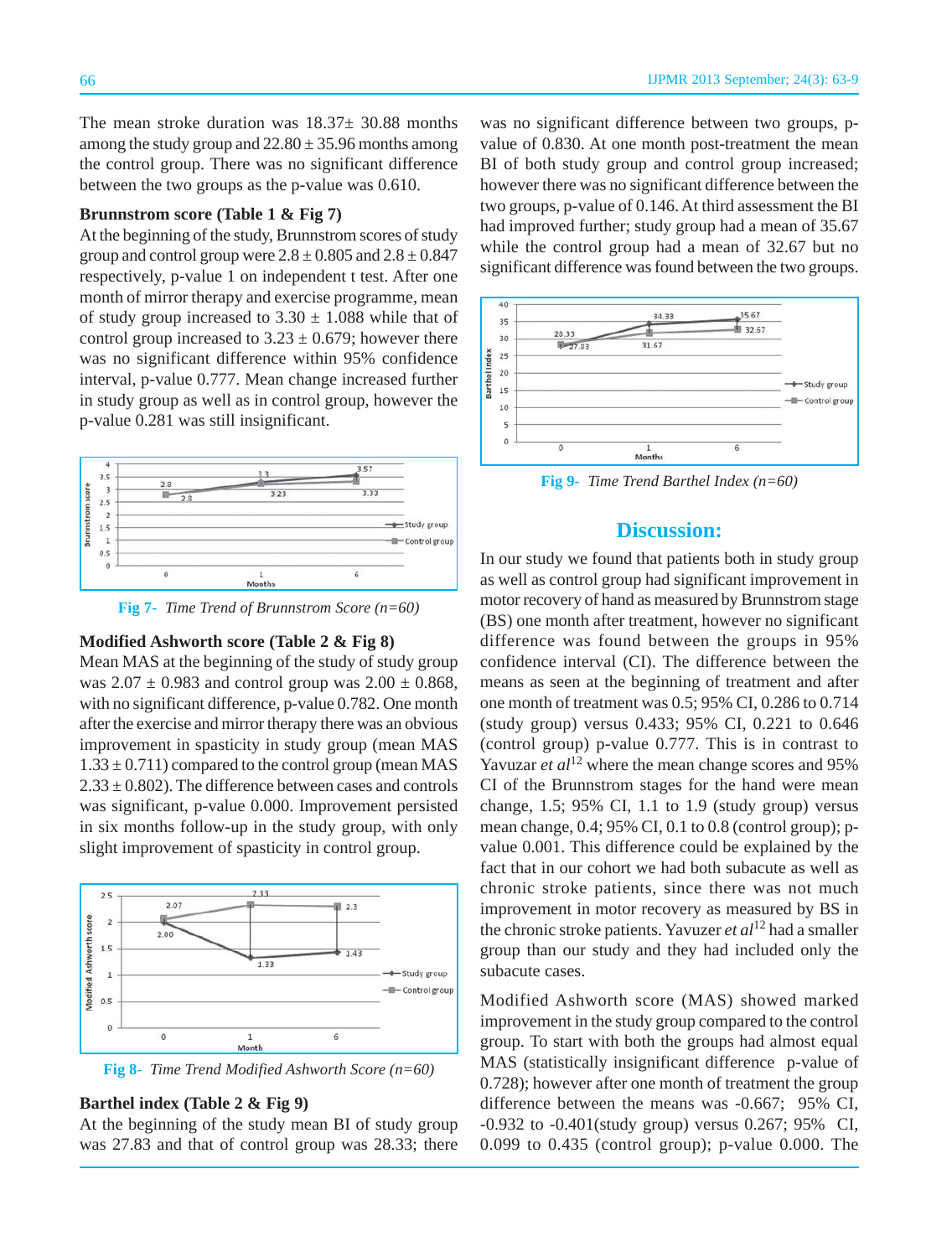The mean stroke duration was 18.37± 30.88 months among the study group and 22.80 ± 35.96 months among the control group. There was no significant difference between the two groups as the p-value was 0.610.

**Brunnstrom score (Table 1 & Fig 7)**

At the beginning of the study, Brunnstrom scores of study group and control group were 2.8 ± 0.805 and 2.8 ± 0.847 respectively, p-value 1 on independent t test. After one month of mirror therapy and exercise programme, mean of study group increased to 3.30 ± 1.088 while that of control group increased to 3.23 ± 0.679; however there was no significant difference within 95% confidence interval, p-value 0.777. Mean change increased further in study group as well as in control group, however the p-value 0.281 was still insignificant.

Fig 7- *Time Trend of Brunnstrom Score (n=60)*

**Modified Ashworth score (Table 2 & Fig 8)**

Mean MAS at the beginning of the study of study group was 2.07 ± 0.983 and control group was 2.00 ± 0.868, with no significant difference, p-value 0.782. One month after the exercise and mirror therapy there was an obvious improvement in spasticity in study group (mean MAS 1.33 ± 0.711) compared to the control group (mean MAS 2.33 ± 0.802). The difference between cases and controls was significant, p-value 0.000. Improvement persisted in six months follow-up in the study group, with only slight improvement of spasticity in control group.

Fig 8- *Time Trend Modified Ashworth Score (n=60)*

**Barthel index (Table 2 & Fig 9)**

At the beginning of the study mean BI of study group was 27.83 and that of control group was 28.33; there was no significant difference between two groups, p-value of 0.830. At one month post-treatment the mean BI of both study group and control group increased; however there was no significant difference between the two groups, p-value of 0.146. At third assessment the BI had improved further; study group had a mean of 35.67 while the control group had a mean of 32.67 but no significant difference was found between the two groups.

Fig 9- *Time Trend Barthel Index (n=60)*

## Discussion:

In our study we found that patients both in study group as well as control group had significant improvement in motor recovery of hand as measured by Brunnstrom stage (BS) one month after treatment, however no significant difference was found between the groups in 95% confidence interval (CI). The difference between the means as seen at the beginning of treatment and after one month of treatment was 0.5; 95% CI, 0.286 to 0.714 (study group) versus 0.433; 95% CI, 0.221 to 0.646 (control group) p-value 0.777. This is in contrast to Yavuzar *et al*[12] where the mean change scores and 95% CI of the Brunnstrom stages for the hand were mean change, 1.5; 95% CI, 1.1 to 1.9 (study group) versus mean change, 0.4; 95% CI, 0.1 to 0.8 (control group); p-value 0.001. This difference could be explained by the fact that in our cohort we had both subacute as well as chronic stroke patients, since there was not much improvement in motor recovery as measured by BS in the chronic stroke patients. Yavuzer *et al*[12] had a smaller group than our study and they had included only the subacute cases.

Modified Ashworth score (MAS) showed marked improvement in the study group compared to the control group. To start with both the groups had almost equal MAS (statistically insignificant difference p-value of 0.728); however after one month of treatment the group difference between the means was -0.667; 95% CI, -0.932 to -0.401(study group) versus 0.267; 95% CI, 0.099 to 0.435 (control group); p-value 0.000. The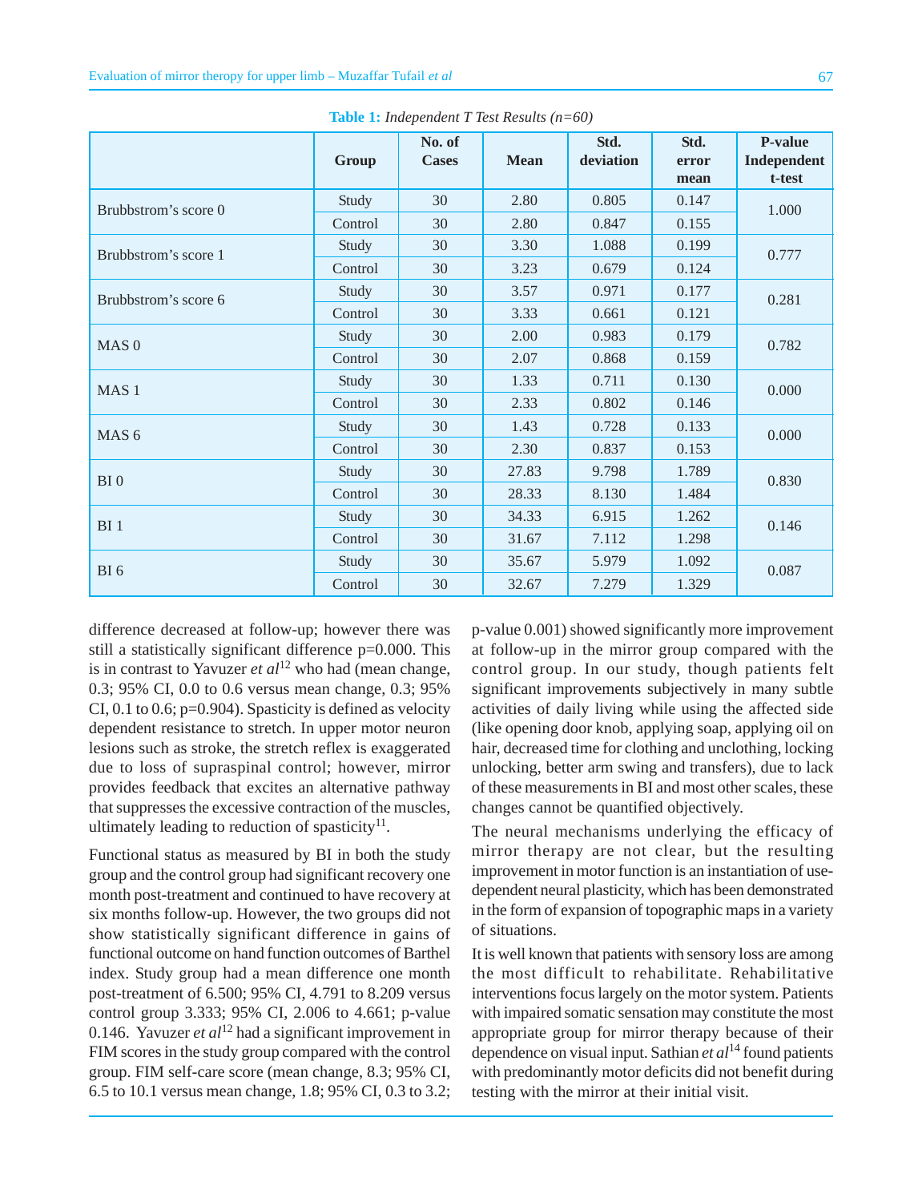**Table 1:** *Independent T Test Results (n=60)*

| | Group | No. of Cases | Mean | Std. deviation | Std. error mean | P-value Independent t-test |
|---|---|---|---|---|---|---|
| Brubbstrom's score 0 | Study | 30 | 2.80 | 0.805 | 0.147 | 1.000 |
| | Control | 30 | 2.80 | 0.847 | 0.155 | |
| Brubbstrom's score 1 | Study | 30 | 3.30 | 1.088 | 0.199 | 0.777 |
| | Control | 30 | 3.23 | 0.679 | 0.124 | |
| Brubbstrom's score 6 | Study | 30 | 3.57 | 0.971 | 0.177 | 0.281 |
| | Control | 30 | 3.33 | 0.661 | 0.121 | |
| MAS 0 | Study | 30 | 2.00 | 0.983 | 0.179 | 0.782 |
| | Control | 30 | 2.07 | 0.868 | 0.159 | |
| MAS 1 | Study | 30 | 1.33 | 0.711 | 0.130 | 0.000 |
| | Control | 30 | 2.33 | 0.802 | 0.146 | |
| MAS 6 | Study | 30 | 1.43 | 0.728 | 0.133 | 0.000 |
| | Control | 30 | 2.30 | 0.837 | 0.153 | |
| BI 0 | Study | 30 | 27.83 | 9.798 | 1.789 | 0.830 |
| | Control | 30 | 28.33 | 8.130 | 1.484 | |
| BI 1 | Study | 30 | 34.33 | 6.915 | 1.262 | 0.146 |
| | Control | 30 | 31.67 | 7.112 | 1.298 | |
| BI 6 | Study | 30 | 35.67 | 5.979 | 1.092 | 0.087 |
| | Control | 30 | 32.67 | 7.279 | 1.329 | |

difference decreased at follow-up; however there was still a statistically significant difference p=0.000. This is in contrast to Yavuzer *et al*[12] who had (mean change, 0.3; 95% CI, 0.0 to 0.6 versus mean change, 0.3; 95% CI, 0.1 to 0.6; p=0.904). Spasticity is defined as velocity dependent resistance to stretch. In upper motor neuron lesions such as stroke, the stretch reflex is exaggerated due to loss of supraspinal control; however, mirror provides feedback that excites an alternative pathway that suppresses the excessive contraction of the muscles, ultimately leading to reduction of spasticity[11].

Functional status as measured by BI in both the study group and the control group had significant recovery one month post-treatment and continued to have recovery at six months follow-up. However, the two groups did not show statistically significant difference in gains of functional outcome on hand function outcomes of Barthel index. Study group had a mean difference one month post-treatment of 6.500; 95% CI, 4.791 to 8.209 versus control group 3.333; 95% CI, 2.006 to 4.661; p-value 0.146. Yavuzer *et al*[12] had a significant improvement in FIM scores in the study group compared with the control group. FIM self-care score (mean change, 8.3; 95% CI, 6.5 to 10.1 versus mean change, 1.8; 95% CI, 0.3 to 3.2; p-value 0.001) showed significantly more improvement at follow-up in the mirror group compared with the control group. In our study, though patients felt significant improvements subjectively in many subtle activities of daily living while using the affected side (like opening door knob, applying soap, applying oil on hair, decreased time for clothing and unclothing, locking unlocking, better arm swing and transfers), due to lack of these measurements in BI and most other scales, these changes cannot be quantified objectively.

The neural mechanisms underlying the efficacy of mirror therapy are not clear, but the resulting improvement in motor function is an instantiation of use-dependent neural plasticity, which has been demonstrated in the form of expansion of topographic maps in a variety of situations.

It is well known that patients with sensory loss are among the most difficult to rehabilitate. Rehabilitative interventions focus largely on the motor system. Patients with impaired somatic sensation may constitute the most appropriate group for mirror therapy because of their dependence on visual input. Sathian *et al*[14] found patients with predominantly motor deficits did not benefit during testing with the mirror at their initial visit.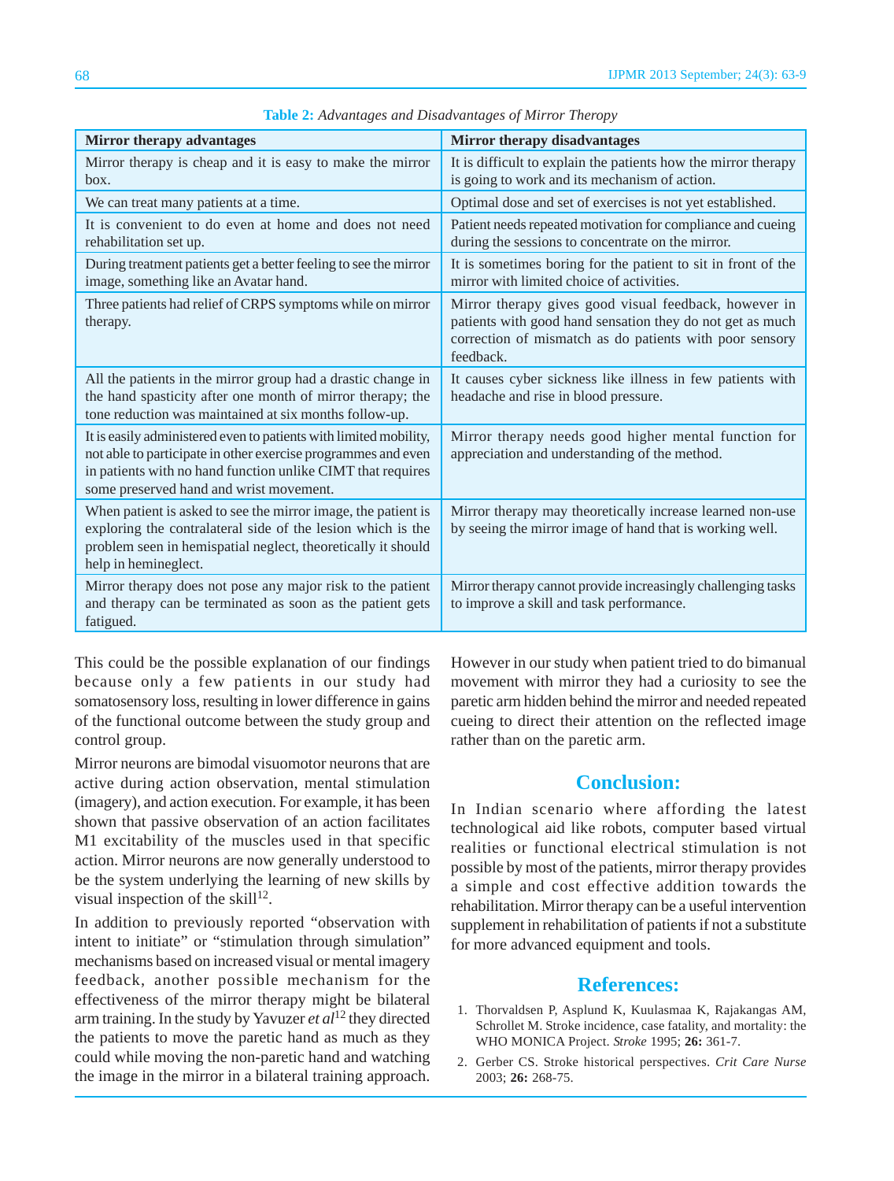**Table 2:** *Advantages and Disadvantages of Mirror Therapy*

| Mirror therapy advantages | Mirror therapy disadvantages |
|---|---|
| Mirror therapy is cheap and it is easy to make the mirror box. | It is difficult to explain the patients how the mirror therapy is going to work and its mechanism of action. |
| We can treat many patients at a time. | Optimal dose and set of exercises is not yet established. |
| It is convenient to do even at home and does not need rehabilitation set up. | Patient needs repeated motivation for compliance and cueing during the sessions to concentrate on the mirror. |
| During treatment patients get a better feeling to see the mirror image, something like an Avatar hand. | It is sometimes boring for the patient to sit in front of the mirror with limited choice of activities. |
| Three patients had relief of CRPS symptoms while on mirror therapy. | Mirror therapy gives good visual feedback, however in patients with good hand sensation they do not get as much correction of mismatch as do patients with poor sensory feedback. |
| All the patients in the mirror group had a drastic change in the hand spasticity after one month of mirror therapy; the tone reduction was maintained at six months follow-up. | It causes cyber sickness like illness in few patients with headache and rise in blood pressure. |
| It is easily administered even to patients with limited mobility, not able to participate in other exercise programmes and even in patients with no hand function unlike CIMT that requires some preserved hand and wrist movement. | Mirror therapy needs good higher mental function for appreciation and understanding of the method. |
| When patient is asked to see the mirror image, the patient is exploring the contralateral side of the lesion which is the problem seen in hemispatial neglect, theoretically it should help in hemineglect. | Mirror therapy may theoretically increase learned non-use by seeing the mirror image of hand that is working well. |
| Mirror therapy does not pose any major risk to the patient and therapy can be terminated as soon as the patient gets fatigued. | Mirror therapy cannot provide increasingly challenging tasks to improve a skill and task performance. |

This could be the possible explanation of our findings because only a few patients in our study had somatosensory loss, resulting in lower difference in gains of the functional outcome between the study group and control group.

Mirror neurons are bimodal visuomotor neurons that are active during action observation, mental stimulation (imagery), and action execution. For example, it has been shown that passive observation of an action facilitates M1 excitability of the muscles used in that specific action. Mirror neurons are now generally understood to be the system underlying the learning of new skills by visual inspection of the skill[12].

In addition to previously reported "observation with intent to initiate" or "stimulation through simulation" mechanisms based on increased visual or mental imagery feedback, another possible mechanism for the effectiveness of the mirror therapy might be bilateral arm training. In the study by Yavuzer *et al*[12] they directed the patients to move the paretic hand as much as they could while moving the non-paretic hand and watching the image in the mirror in a bilateral training approach. However in our study when patient tried to do bimanual movement with mirror they had a curiosity to see the paretic arm hidden behind the mirror and needed repeated cueing to direct their attention on the reflected image rather than on the paretic arm.

## Conclusion:

In Indian scenario where affording the latest technological aid like robots, computer based virtual realities or functional electrical stimulation is not possible by most of the patients, mirror therapy provides a simple and cost effective addition towards the rehabilitation. Mirror therapy can be a useful intervention supplement in rehabilitation of patients if not a substitute for more advanced equipment and tools.

## References:

1. Thorvaldsen P, Asplund K, Kuulasmaa K, Rajakangas AM, Schrollet M. Stroke incidence, case fatality, and mortality: the WHO MONICA Project. *Stroke* 1995; **26:** 361-7.
2. Gerber CS. Stroke historical perspectives. *Crit Care Nurse* 2003; **26:** 268-75.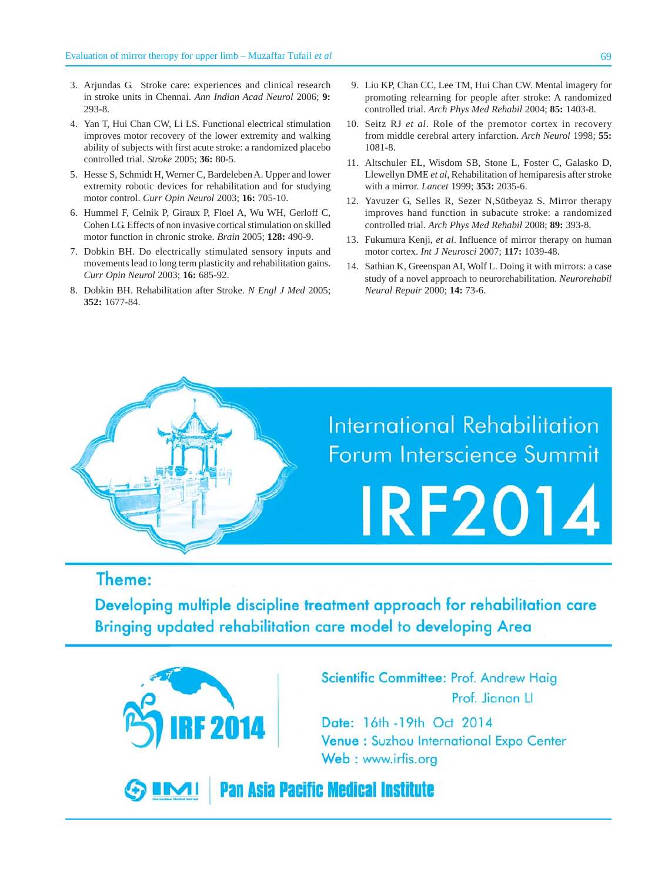3. Arjundas G. Stroke care: experiences and clinical research in stroke units in Chennai. *Ann Indian Acad Neurol* 2006; **9:** 293-8.
4. Yan T, Hui Chan CW, Li LS. Functional electrical stimulation improves motor recovery of the lower extremity and walking ability of subjects with first acute stroke: a randomized placebo controlled trial. *Stroke* 2005; **36:** 80-5.
5. Hesse S, Schmidt H, Werner C, Bardeleben A. Upper and lower extremity robotic devices for rehabilitation and for studying motor control. *Curr Opin Neurol* 2003; **16:** 705-10.
6. Hummel F, Celnik P, Giraux P, Floel A, Wu WH, Gerloff C, Cohen LG. Effects of non invasive cortical stimulation on skilled motor function in chronic stroke. *Brain* 2005; **128:** 490-9.
7. Dobkin BH. Do electrically stimulated sensory inputs and movements lead to long term plasticity and rehabilitation gains. *Curr Opin Neurol* 2003; **16:** 685-92.
8. Dobkin BH. Rehabilitation after Stroke. *N Engl J Med* 2005; **352:** 1677-84.
9. Liu KP, Chan CC, Lee TM, Hui Chan CW. Mental imagery for promoting relearning for people after stroke: A randomized controlled trial. *Arch Phys Med Rehabil* 2004; **85:** 1403-8.
10. Seitz RJ *et al*. Role of the premotor cortex in recovery from middle cerebral artery infarction. *Arch Neurol* 1998; **55:** 1081-8.
11. Altschuler EL, Wisdom SB, Stone L, Foster C, Galasko D, Llewellyn DME *et al*, Rehabilitation of hemiparesis after stroke with a mirror. *Lancet* 1999; **353:** 2035-6.
12. Yavuzer G, Selles R, Sezer N,Sütbeyaz S. Mirror therapy improves hand function in subacute stroke: a randomized controlled trial. *Arch Phys Med Rehabil* 2008; **89:** 393-8.
13. Fukumura Kenji, *et al*. Influence of mirror therapy on human motor cortex. *Int J Neurosci* 2007; **117:** 1039-48.
14. Sathian K, Greenspan AI, Wolf L. Doing it with mirrors: a case study of a novel approach to neurorehabilitation. *Neurorehabil Neural Repair* 2000; **14:** 73-6.

International Rehabilitation Forum Interscience Summit

IRF2014

**Theme:**

**Developing multiple discipline treatment approach for rehabilitation care**
**Bringing updated rehabilitation care model to developing Area**

IRF 2014

**Scientific Committee:** Prof. Andrew Haig
Prof. Jianan LI

**Date:** 16th -19th Oct 2014
**Venue :** Suzhou International Expo Center
**Web :** www.irfis.org

IMI | Pan Asia Pacific Medical Institute